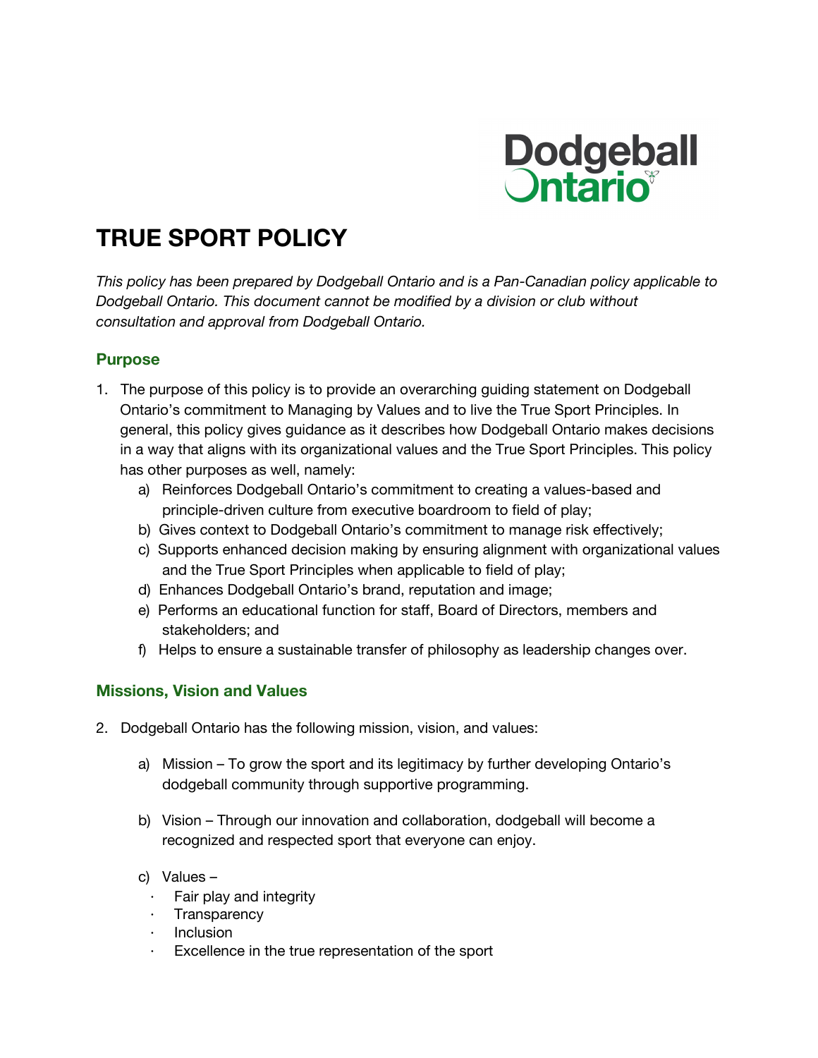# TRUE SPORT POLICY

*This policy has been prepared by Dodgeball Ontario and is a Pan-Canadian policy applicable to Dodgeball Ontario. This document cannot be modified by a division or club without consultation and approval from Dodgeball Ontario.*

## Purpose

1. The purpose of this policy is to provide an overarching guiding statement on Dodgeball Ontario's commitment to Managing by Values and to live the True Sport Principles. In general, this policy gives guidance as it describes how Dodgeball Ontario makes decisions in a way that aligns with its organizational values and the True Sport Principles. This policy has other purposes as well, namely:
   a) Reinforces Dodgeball Ontario's commitment to creating a values-based and principle-driven culture from executive boardroom to field of play;
   b) Gives context to Dodgeball Ontario's commitment to manage risk effectively;
   c) Supports enhanced decision making by ensuring alignment with organizational values and the True Sport Principles when applicable to field of play;
   d) Enhances Dodgeball Ontario's brand, reputation and image;
   e) Performs an educational function for staff, Board of Directors, members and stakeholders; and
   f) Helps to ensure a sustainable transfer of philosophy as leadership changes over.

## Missions, Vision and Values

2. Dodgeball Ontario has the following mission, vision, and values:

   a) Mission – To grow the sport and its legitimacy by further developing Ontario's dodgeball community through supportive programming.

   b) Vision – Through our innovation and collaboration, dodgeball will become a recognized and respected sport that everyone can enjoy.

   c) Values –
      - Fair play and integrity
      - Transparency
      - Inclusion
      - Excellence in the true representation of the sport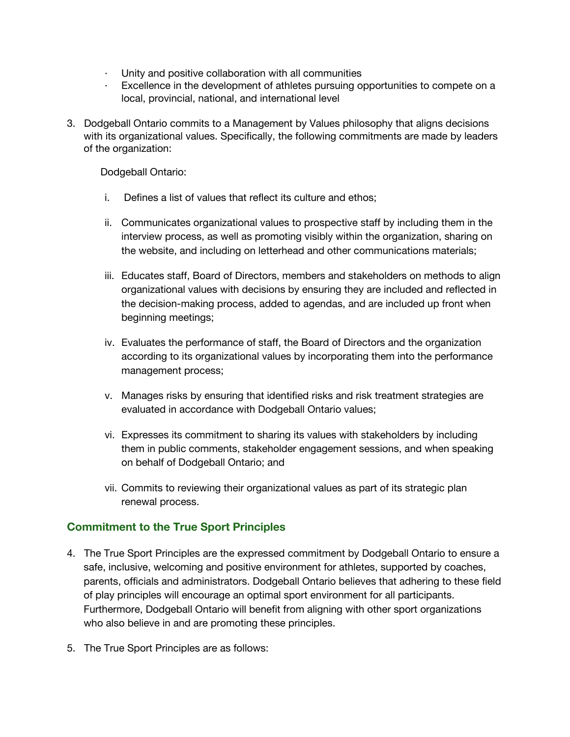- Unity and positive collaboration with all communities
- Excellence in the development of athletes pursuing opportunities to compete on a local, provincial, national, and international level

3. Dodgeball Ontario commits to a Management by Values philosophy that aligns decisions with its organizational values. Specifically, the following commitments are made by leaders of the organization:

   Dodgeball Ontario:

   i. Defines a list of values that reflect its culture and ethos;

   ii. Communicates organizational values to prospective staff by including them in the interview process, as well as promoting visibly within the organization, sharing on the website, and including on letterhead and other communications materials;

   iii. Educates staff, Board of Directors, members and stakeholders on methods to align organizational values with decisions by ensuring they are included and reflected in the decision-making process, added to agendas, and are included up front when beginning meetings;

   iv. Evaluates the performance of staff, the Board of Directors and the organization according to its organizational values by incorporating them into the performance management process;

   v. Manages risks by ensuring that identified risks and risk treatment strategies are evaluated in accordance with Dodgeball Ontario values;

   vi. Expresses its commitment to sharing its values with stakeholders by including them in public comments, stakeholder engagement sessions, and when speaking on behalf of Dodgeball Ontario; and

   vii. Commits to reviewing their organizational values as part of its strategic plan renewal process.

## Commitment to the True Sport Principles

4. The True Sport Principles are the expressed commitment by Dodgeball Ontario to ensure a safe, inclusive, welcoming and positive environment for athletes, supported by coaches, parents, officials and administrators. Dodgeball Ontario believes that adhering to these field of play principles will encourage an optimal sport environment for all participants. Furthermore, Dodgeball Ontario will benefit from aligning with other sport organizations who also believe in and are promoting these principles.

5. The True Sport Principles are as follows: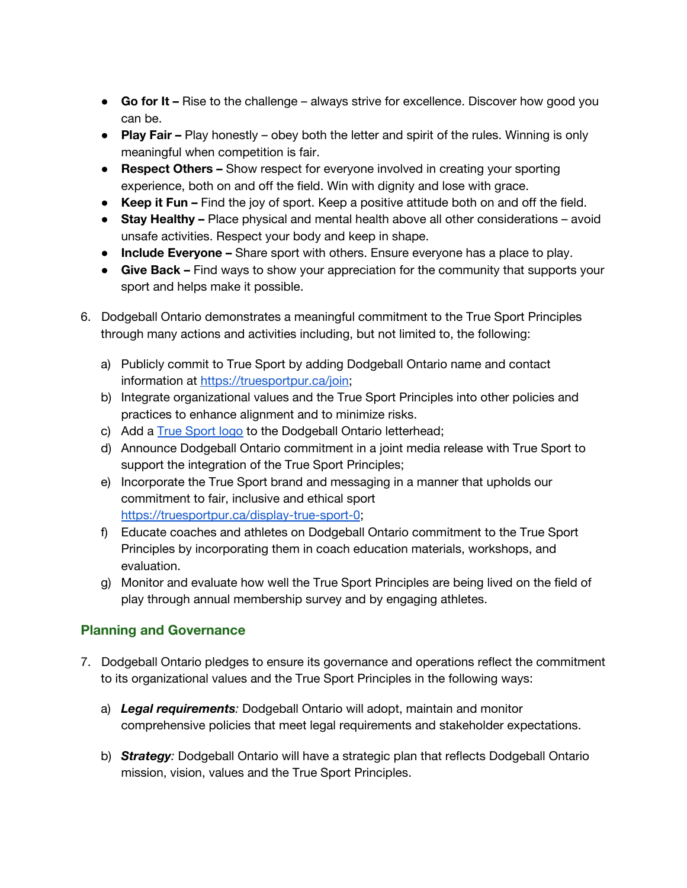- **Go for It –** Rise to the challenge – always strive for excellence. Discover how good you can be.
- **Play Fair –** Play honestly – obey both the letter and spirit of the rules. Winning is only meaningful when competition is fair.
- **Respect Others –** Show respect for everyone involved in creating your sporting experience, both on and off the field. Win with dignity and lose with grace.
- **Keep it Fun –** Find the joy of sport. Keep a positive attitude both on and off the field.
- **Stay Healthy –** Place physical and mental health above all other considerations – avoid unsafe activities. Respect your body and keep in shape.
- **Include Everyone –** Share sport with others. Ensure everyone has a place to play.
- **Give Back –** Find ways to show your appreciation for the community that supports your sport and helps make it possible.

6. Dodgeball Ontario demonstrates a meaningful commitment to the True Sport Principles through many actions and activities including, but not limited to, the following:

   a) Publicly commit to True Sport by adding Dodgeball Ontario name and contact information at [https://truesportpur.ca/join](https://truesportpur.ca/join);
   b) Integrate organizational values and the True Sport Principles into other policies and practices to enhance alignment and to minimize risks.
   c) Add a [True Sport logo](#) to the Dodgeball Ontario letterhead;
   d) Announce Dodgeball Ontario commitment in a joint media release with True Sport to support the integration of the True Sport Principles;
   e) Incorporate the True Sport brand and messaging in a manner that upholds our commitment to fair, inclusive and ethical sport [https://truesportpur.ca/display-true-sport-0](https://truesportpur.ca/display-true-sport-0);
   f) Educate coaches and athletes on Dodgeball Ontario commitment to the True Sport Principles by incorporating them in coach education materials, workshops, and evaluation.
   g) Monitor and evaluate how well the True Sport Principles are being lived on the field of play through annual membership survey and by engaging athletes.

## Planning and Governance

7. Dodgeball Ontario pledges to ensure its governance and operations reflect the commitment to its organizational values and the True Sport Principles in the following ways:

   a) ***Legal requirements****:* Dodgeball Ontario will adopt, maintain and monitor comprehensive policies that meet legal requirements and stakeholder expectations.

   b) ***Strategy****:* Dodgeball Ontario will have a strategic plan that reflects Dodgeball Ontario mission, vision, values and the True Sport Principles.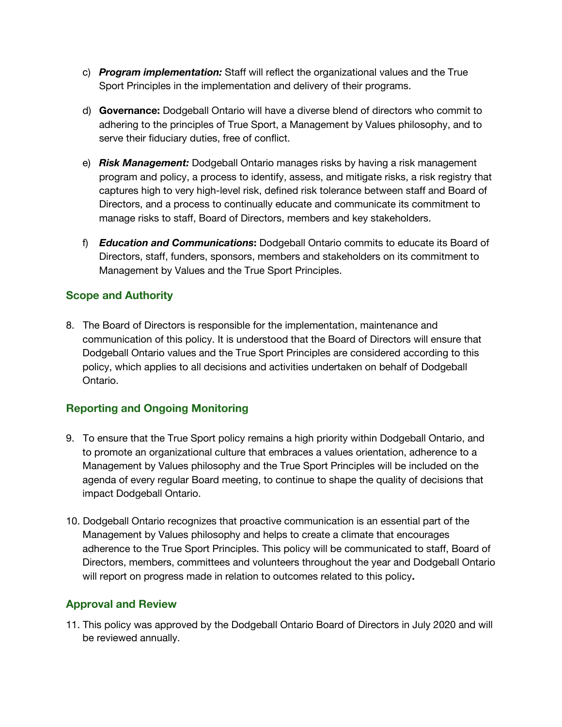c) ***Program implementation:*** Staff will reflect the organizational values and the True Sport Principles in the implementation and delivery of their programs.

d) **Governance:** Dodgeball Ontario will have a diverse blend of directors who commit to adhering to the principles of True Sport, a Management by Values philosophy, and to serve their fiduciary duties, free of conflict.

e) ***Risk Management:*** Dodgeball Ontario manages risks by having a risk management program and policy, a process to identify, assess, and mitigate risks, a risk registry that captures high to very high-level risk, defined risk tolerance between staff and Board of Directors, and a process to continually educate and communicate its commitment to manage risks to staff, Board of Directors, members and key stakeholders.

f) ***Education and Communications*:** Dodgeball Ontario commits to educate its Board of Directors, staff, funders, sponsors, members and stakeholders on its commitment to Management by Values and the True Sport Principles.

## Scope and Authority

8. The Board of Directors is responsible for the implementation, maintenance and communication of this policy. It is understood that the Board of Directors will ensure that Dodgeball Ontario values and the True Sport Principles are considered according to this policy, which applies to all decisions and activities undertaken on behalf of Dodgeball Ontario.

## Reporting and Ongoing Monitoring

9. To ensure that the True Sport policy remains a high priority within Dodgeball Ontario, and to promote an organizational culture that embraces a values orientation, adherence to a Management by Values philosophy and the True Sport Principles will be included on the agenda of every regular Board meeting, to continue to shape the quality of decisions that impact Dodgeball Ontario.

10. Dodgeball Ontario recognizes that proactive communication is an essential part of the Management by Values philosophy and helps to create a climate that encourages adherence to the True Sport Principles. This policy will be communicated to staff, Board of Directors, members, committees and volunteers throughout the year and Dodgeball Ontario will report on progress made in relation to outcomes related to this policy.

## Approval and Review

11. This policy was approved by the Dodgeball Ontario Board of Directors in July 2020 and will be reviewed annually.